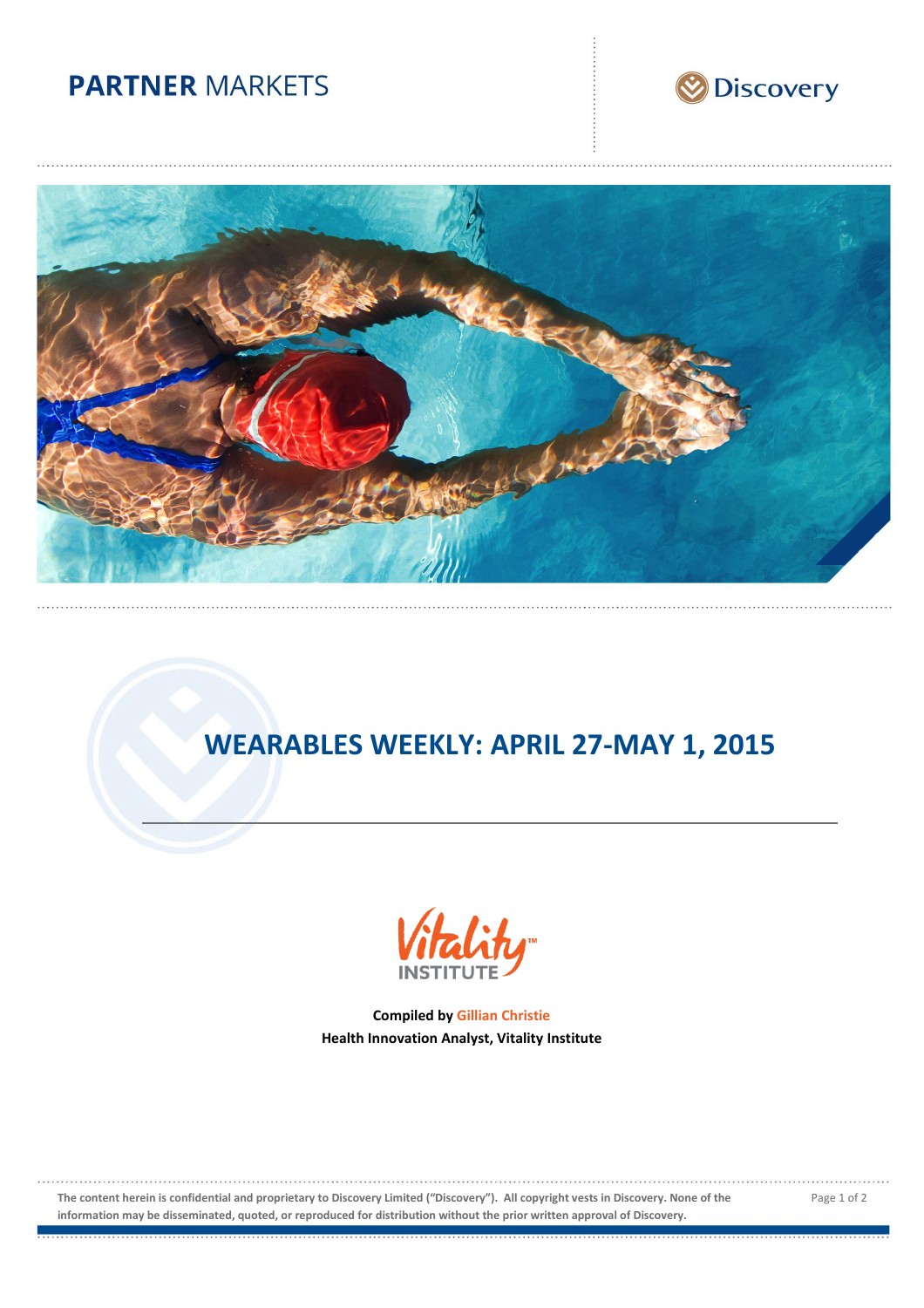PARTNER MARKETS

Discovery

# WEARABLES WEEKLY: APRIL 27-MAY 1, 2015

Vitality INSTITUTE

**Compiled by Gillian Christie**
**Health Innovation Analyst, Vitality Institute**

**The content herein is confidential and proprietary to Discovery Limited ("Discovery"). All copyright vests in Discovery. None of the information may be disseminated, quoted, or reproduced for distribution without the prior written approval of Discovery.**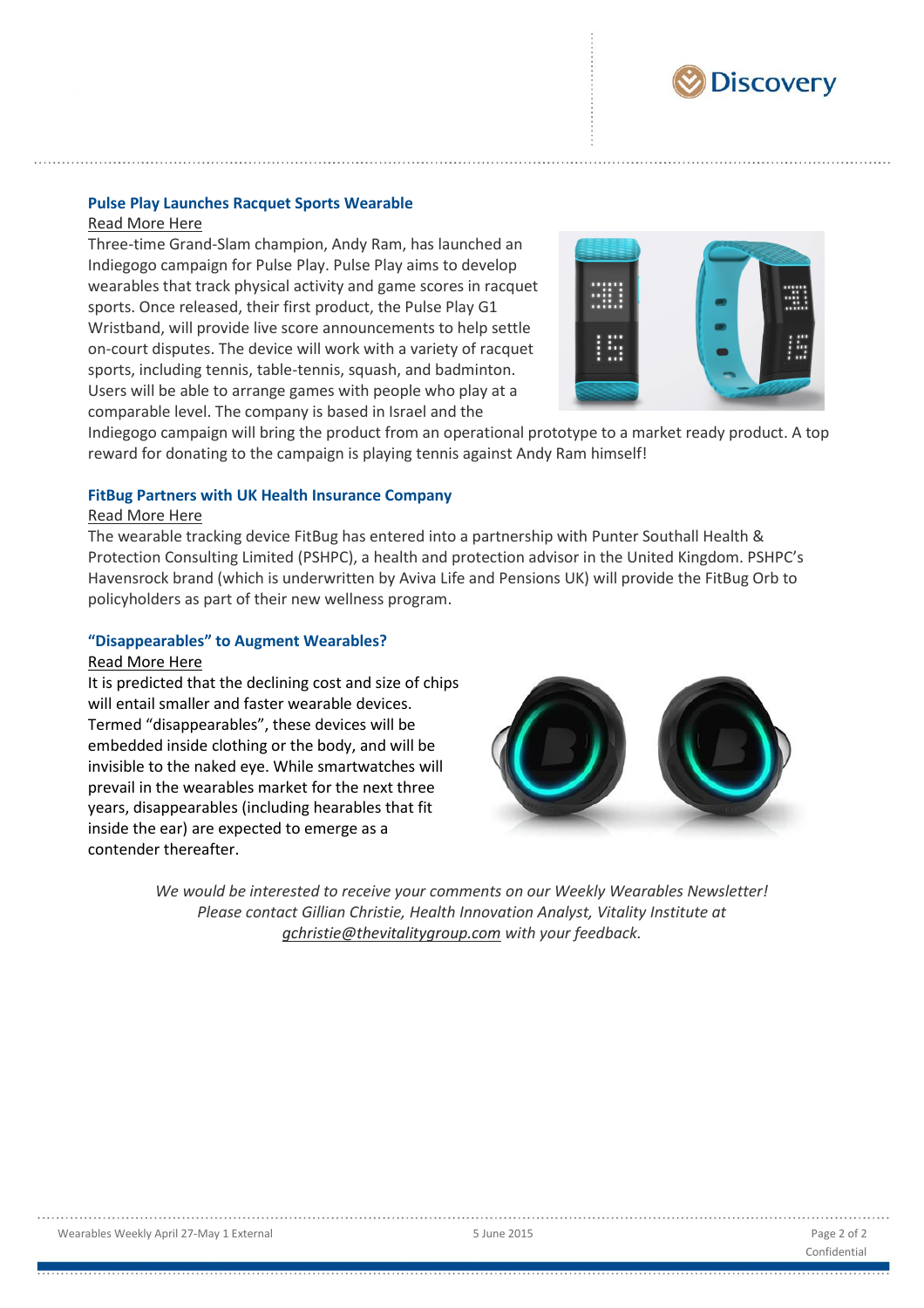### Pulse Play Launches Racquet Sports Wearable

Read More Here

Three-time Grand-Slam champion, Andy Ram, has launched an Indiegogo campaign for Pulse Play. Pulse Play aims to develop wearables that track physical activity and game scores in racquet sports. Once released, their first product, the Pulse Play G1 Wristband, will provide live score announcements to help settle on-court disputes. The device will work with a variety of racquet sports, including tennis, table-tennis, squash, and badminton. Users will be able to arrange games with people who play at a comparable level. The company is based in Israel and the Indiegogo campaign will bring the product from an operational prototype to a market ready product. A top reward for donating to the campaign is playing tennis against Andy Ram himself!

### FitBug Partners with UK Health Insurance Company

Read More Here

The wearable tracking device FitBug has entered into a partnership with Punter Southall Health & Protection Consulting Limited (PSHPC), a health and protection advisor in the United Kingdom. PSHPC's Havensrock brand (which is underwritten by Aviva Life and Pensions UK) will provide the FitBug Orb to policyholders as part of their new wellness program.

### "Disappearables" to Augment Wearables?

Read More Here

It is predicted that the declining cost and size of chips will entail smaller and faster wearable devices. Termed "disappearables", these devices will be embedded inside clothing or the body, and will be invisible to the naked eye. While smartwatches will prevail in the wearables market for the next three years, disappearables (including hearables that fit inside the ear) are expected to emerge as a contender thereafter.

*We would be interested to receive your comments on our Weekly Wearables Newsletter! Please contact Gillian Christie, Health Innovation Analyst, Vitality Institute at gchristie@thevitalitygroup.com with your feedback.*